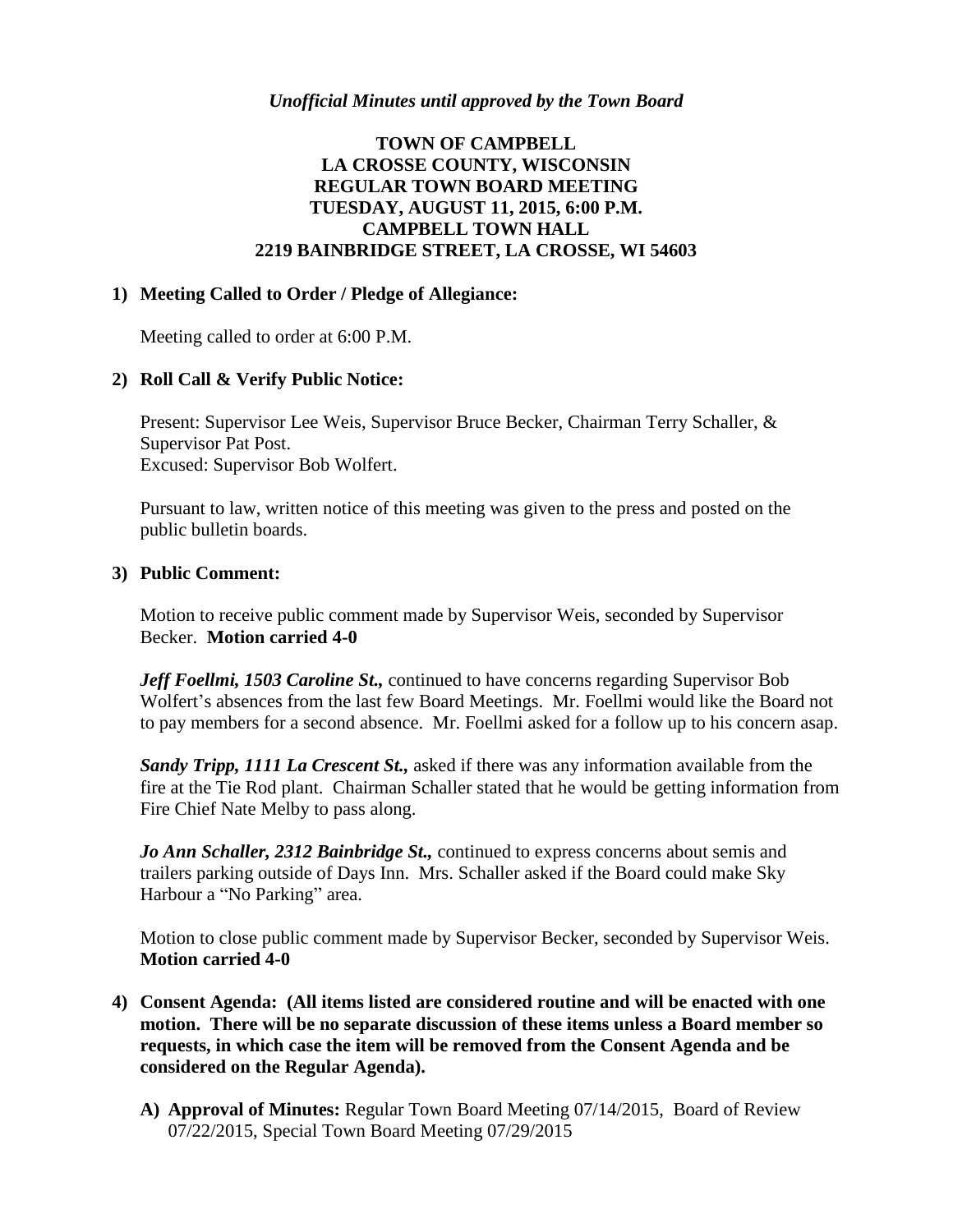*Unofficial Minutes until approved by the Town Board*

**TOWN OF CAMPBELL**
**LA CROSSE COUNTY, WISCONSIN**
**REGULAR TOWN BOARD MEETING**
**TUESDAY, AUGUST 11, 2015, 6:00 P.M.**
**CAMPBELL TOWN HALL**
**2219 BAINBRIDGE STREET, LA CROSSE, WI 54603**

**1) Meeting Called to Order / Pledge of Allegiance:**

Meeting called to order at 6:00 P.M.

**2) Roll Call & Verify Public Notice:**

Present: Supervisor Lee Weis, Supervisor Bruce Becker, Chairman Terry Schaller, & Supervisor Pat Post.
Excused: Supervisor Bob Wolfert.

Pursuant to law, written notice of this meeting was given to the press and posted on the public bulletin boards.

**3) Public Comment:**

Motion to receive public comment made by Supervisor Weis, seconded by Supervisor Becker. **Motion carried 4-0**

***Jeff Foellmi, 1503 Caroline St.,*** continued to have concerns regarding Supervisor Bob Wolfert's absences from the last few Board Meetings. Mr. Foellmi would like the Board not to pay members for a second absence. Mr. Foellmi asked for a follow up to his concern asap.

***Sandy Tripp, 1111 La Crescent St.,*** asked if there was any information available from the fire at the Tie Rod plant. Chairman Schaller stated that he would be getting information from Fire Chief Nate Melby to pass along.

***Jo Ann Schaller, 2312 Bainbridge St.,*** continued to express concerns about semis and trailers parking outside of Days Inn. Mrs. Schaller asked if the Board could make Sky Harbour a "No Parking" area.

Motion to close public comment made by Supervisor Becker, seconded by Supervisor Weis. **Motion carried 4-0**

**4) Consent Agenda: (All items listed are considered routine and will be enacted with one motion. There will be no separate discussion of these items unless a Board member so requests, in which case the item will be removed from the Consent Agenda and be considered on the Regular Agenda).**

**A) Approval of Minutes:** Regular Town Board Meeting 07/14/2015, Board of Review 07/22/2015, Special Town Board Meeting 07/29/2015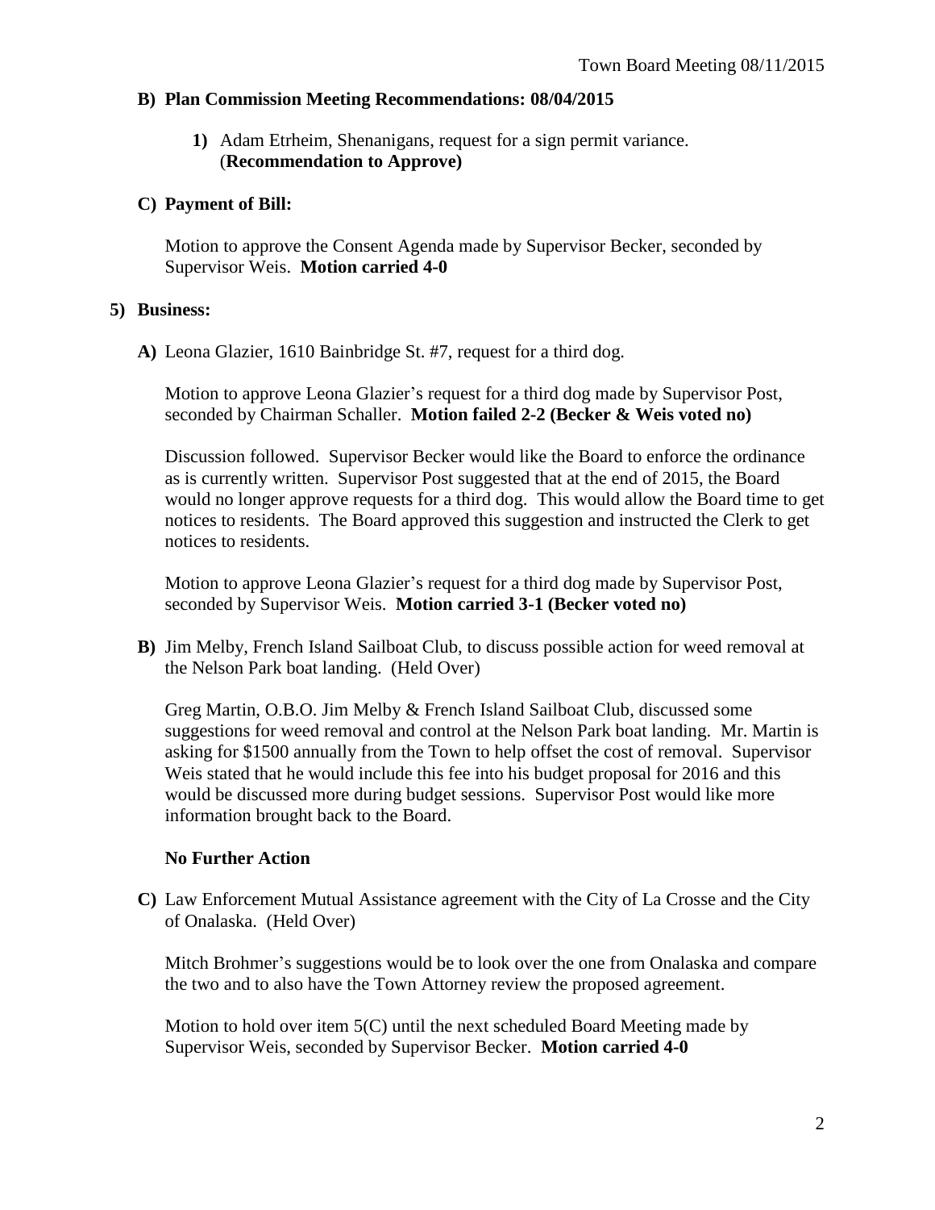**B) Plan Commission Meeting Recommendations: 08/04/2015**

**1)** Adam Etrheim, Shenanigans, request for a sign permit variance. (**Recommendation to Approve)**

**C) Payment of Bill:**

Motion to approve the Consent Agenda made by Supervisor Becker, seconded by Supervisor Weis. **Motion carried 4-0**

**5) Business:**

**A)** Leona Glazier, 1610 Bainbridge St. #7, request for a third dog.

Motion to approve Leona Glazier's request for a third dog made by Supervisor Post, seconded by Chairman Schaller. **Motion failed 2-2 (Becker & Weis voted no)**

Discussion followed. Supervisor Becker would like the Board to enforce the ordinance as is currently written. Supervisor Post suggested that at the end of 2015, the Board would no longer approve requests for a third dog. This would allow the Board time to get notices to residents. The Board approved this suggestion and instructed the Clerk to get notices to residents.

Motion to approve Leona Glazier's request for a third dog made by Supervisor Post, seconded by Supervisor Weis. **Motion carried 3-1 (Becker voted no)**

**B)** Jim Melby, French Island Sailboat Club, to discuss possible action for weed removal at the Nelson Park boat landing. (Held Over)

Greg Martin, O.B.O. Jim Melby & French Island Sailboat Club, discussed some suggestions for weed removal and control at the Nelson Park boat landing. Mr. Martin is asking for $1500 annually from the Town to help offset the cost of removal. Supervisor Weis stated that he would include this fee into his budget proposal for 2016 and this would be discussed more during budget sessions. Supervisor Post would like more information brought back to the Board.

**No Further Action**

**C)** Law Enforcement Mutual Assistance agreement with the City of La Crosse and the City of Onalaska. (Held Over)

Mitch Brohmer's suggestions would be to look over the one from Onalaska and compare the two and to also have the Town Attorney review the proposed agreement.

Motion to hold over item 5(C) until the next scheduled Board Meeting made by Supervisor Weis, seconded by Supervisor Becker. **Motion carried 4-0**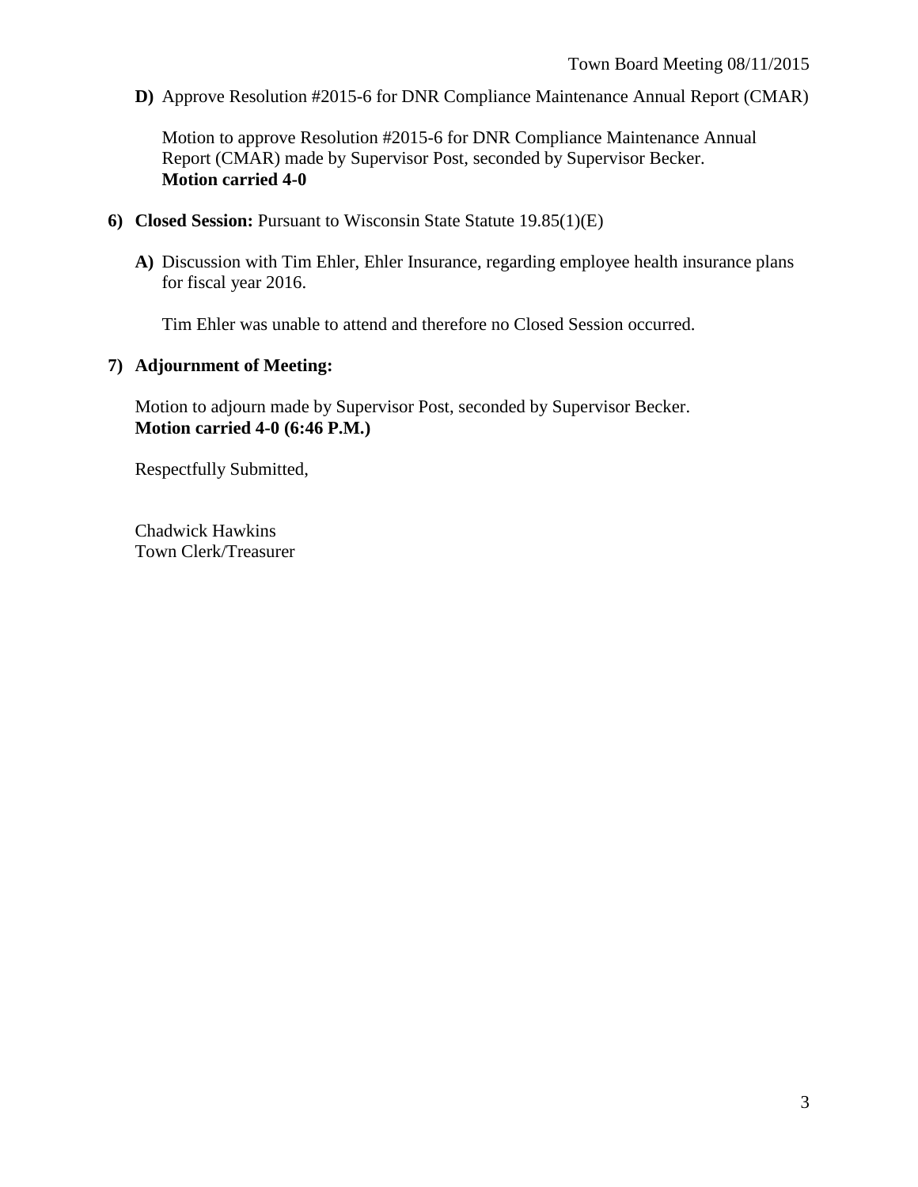**D)** Approve Resolution #2015-6 for DNR Compliance Maintenance Annual Report (CMAR)

Motion to approve Resolution #2015-6 for DNR Compliance Maintenance Annual Report (CMAR) made by Supervisor Post, seconded by Supervisor Becker.
**Motion carried 4-0**

**6) Closed Session:** Pursuant to Wisconsin State Statute 19.85(1)(E)

**A)** Discussion with Tim Ehler, Ehler Insurance, regarding employee health insurance plans for fiscal year 2016.

Tim Ehler was unable to attend and therefore no Closed Session occurred.

**7) Adjournment of Meeting:**

Motion to adjourn made by Supervisor Post, seconded by Supervisor Becker.
**Motion carried 4-0 (6:46 P.M.)**

Respectfully Submitted,

Chadwick Hawkins
Town Clerk/Treasurer